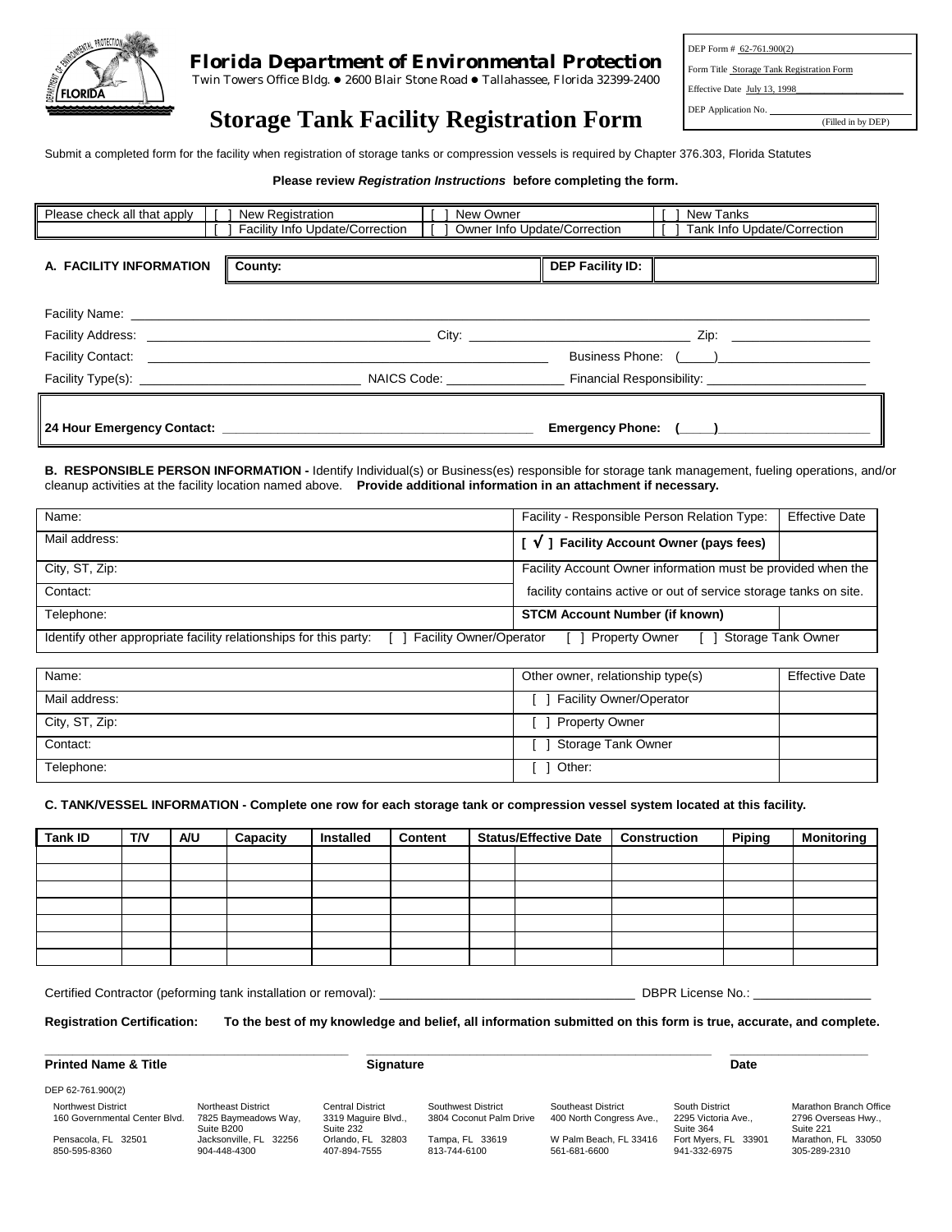# Florida Department of Environmental Protection

Twin Towers Office Bldg. ● 2600 Blair Stone Road ● Tallahassee, Florida 32399-2400

| |
|---|
| DEP Form # 62-761.900(2) |
| Form Title Storage Tank Registration Form |
| Effective Date July 13, 1998 |
| DEP Application No. ______ (Filled in by DEP) |

## Storage Tank Facility Registration Form

Submit a completed form for the facility when registration of storage tanks or compression vessels is required by Chapter 376.303, Florida Statutes

**Please review *Registration Instructions* before completing the form.**

| Please check all that apply | [ ] New Registration | [ ] New Owner | [ ] New Tanks |
|---|---|---|---|
| | [ ] Facility Info Update/Correction | [ ] Owner Info Update/Correction | [ ] Tank Info Update/Correction |

### A. FACILITY INFORMATION

**County:** ______ **DEP Facility ID:** ______

Facility Name: ______

Facility Address: ______ City: ______ Zip: ______

Facility Contact: ______ Business Phone: (____)______

Facility Type(s): ______ NAICS Code: ______ Financial Responsibility: ______

**24 Hour Emergency Contact:** ______ **Emergency Phone: (____)______**

### B. RESPONSIBLE PERSON INFORMATION

**B. RESPONSIBLE PERSON INFORMATION -** Identify Individual(s) or Business(es) responsible for storage tank management, fueling operations, and/or cleanup activities at the facility location named above. **Provide additional information in an attachment if necessary.**

| Name: | Facility - Responsible Person Relation Type: | Effective Date |
|---|---|---|
| Mail address: | **[ √ ] Facility Account Owner (pays fees)** | |
| City, ST, Zip: | Facility Account Owner information must be provided when the | |
| Contact: | facility contains active or out of service storage tanks on site. | |
| Telephone: | **STCM Account Number (if known)** | |

Identify other appropriate facility relationships for this party: [ ] Facility Owner/Operator [ ] Property Owner [ ] Storage Tank Owner

| Name: | Other owner, relationship type(s) | Effective Date |
|---|---|---|
| Mail address: | [ ] Facility Owner/Operator | |
| City, ST, Zip: | [ ] Property Owner | |
| Contact: | [ ] Storage Tank Owner | |
| Telephone: | [ ] Other: | |

### C. TANK/VESSEL INFORMATION

**C. TANK/VESSEL INFORMATION - Complete one row for each storage tank or compression vessel system located at this facility.**

| Tank ID | T/V | A/U | Capacity | Installed | Content | Status/Effective Date | | Construction | Piping | Monitoring |
|---|---|---|---|---|---|---|---|---|---|---|
| | | | | | | | | | | |
| | | | | | | | | | | |
| | | | | | | | | | | |
| | | | | | | | | | | |
| | | | | | | | | | | |
| | | | | | | | | | | |
| | | | | | | | | | | |

Certified Contractor (peforming tank installation or removal): ______ DBPR License No.: ______

**Registration Certification: To the best of my knowledge and belief, all information submitted on this form is true, accurate, and complete.**

**Printed Name & Title** ______ **Signature** ______ **Date** ______

DEP 62-761.900(2)

| Northwest District | Northeast District | Central District | Southwest District | Southeast District | South District | Marathon Branch Office |
|---|---|---|---|---|---|---|
| 160 Governmental Center Blvd. | 7825 Baymeadows Way, Suite B200 | 3319 Maguire Blvd., Suite 232 | 3804 Coconut Palm Drive | 400 North Congress Ave., | 2295 Victoria Ave., Suite 364 | 2796 Overseas Hwy., Suite 221 |
| Pensacola, FL 32501 | Jacksonville, FL 32256 | Orlando, FL 32803 | Tampa, FL 33619 | W Palm Beach, FL 33416 | Fort Myers, FL 33901 | Marathon, FL 33050 |
| 850-595-8360 | 904-448-4300 | 407-894-7555 | 813-744-6100 | 561-681-6600 | 941-332-6975 | 305-289-2310 |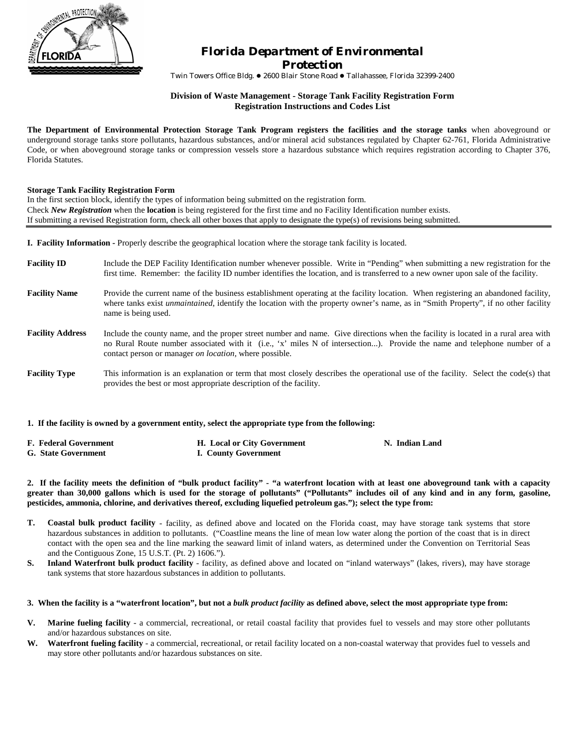# Florida Department of Environmental Protection

Twin Towers Office Bldg. ● 2600 Blair Stone Road ● Tallahassee, Florida 32399-2400

### Division of Waste Management - Storage Tank Facility Registration Form
### Registration Instructions and Codes List

**The Department of Environmental Protection Storage Tank Program registers the facilities and the storage tanks** when aboveground or underground storage tanks store pollutants, hazardous substances, and/or mineral acid substances regulated by Chapter 62-761, Florida Administrative Code, or when aboveground storage tanks or compression vessels store a hazardous substance which requires registration according to Chapter 376, Florida Statutes.

**Storage Tank Facility Registration Form**
In the first section block, identify the types of information being submitted on the registration form.
Check ***New Registration*** when the **location** is being registered for the first time and no Facility Identification number exists.
If submitting a revised Registration form, check all other boxes that apply to designate the type(s) of revisions being submitted.

---

**I. Facility Information -** Properly describe the geographical location where the storage tank facility is located.

**Facility ID** — Include the DEP Facility Identification number whenever possible. Write in "Pending" when submitting a new registration for the first time. Remember: the facility ID number identifies the location, and is transferred to a new owner upon sale of the facility.

**Facility Name** — Provide the current name of the business establishment operating at the facility location. When registering an abandoned facility, where tanks exist *unmaintained*, identify the location with the property owner's name, as in "Smith Property", if no other facility name is being used.

**Facility Address** — Include the county name, and the proper street number and name. Give directions when the facility is located in a rural area with no Rural Route number associated with it (i.e., 'x' miles N of intersection...). Provide the name and telephone number of a contact person or manager *on location*, where possible.

**Facility Type** — This information is an explanation or term that most closely describes the operational use of the facility. Select the code(s) that provides the best or most appropriate description of the facility.

**1. If the facility is owned by a government entity, select the appropriate type from the following:**

**F. Federal Government**
**G. State Government**
**H. Local or City Government**
**I. County Government**
**N. Indian Land**

**2. If the facility meets the definition of "bulk product facility" - "a waterfront location with at least one aboveground tank with a capacity greater than 30,000 gallons which is used for the storage of pollutants" ("Pollutants" includes oil of any kind and in any form, gasoline, pesticides, ammonia, chlorine, and derivatives thereof, excluding liquefied petroleum gas."); select the type from:**

- **T. Coastal bulk product facility** - facility, as defined above and located on the Florida coast, may have storage tank systems that store hazardous substances in addition to pollutants. ("Coastline means the line of mean low water along the portion of the coast that is in direct contact with the open sea and the line marking the seaward limit of inland waters, as determined under the Convention on Territorial Seas and the Contiguous Zone, 15 U.S.T. (Pt. 2) 1606.").
- **S. Inland Waterfront bulk product facility** - facility, as defined above and located on "inland waterways" (lakes, rivers), may have storage tank systems that store hazardous substances in addition to pollutants.

**3. When the facility is a "waterfront location", but not a *bulk product facility* as defined above, select the most appropriate type from:**

- **V. Marine fueling facility** - a commercial, recreational, or retail coastal facility that provides fuel to vessels and may store other pollutants and/or hazardous substances on site.
- **W. Waterfront fueling facility** - a commercial, recreational, or retail facility located on a non-coastal waterway that provides fuel to vessels and may store other pollutants and/or hazardous substances on site.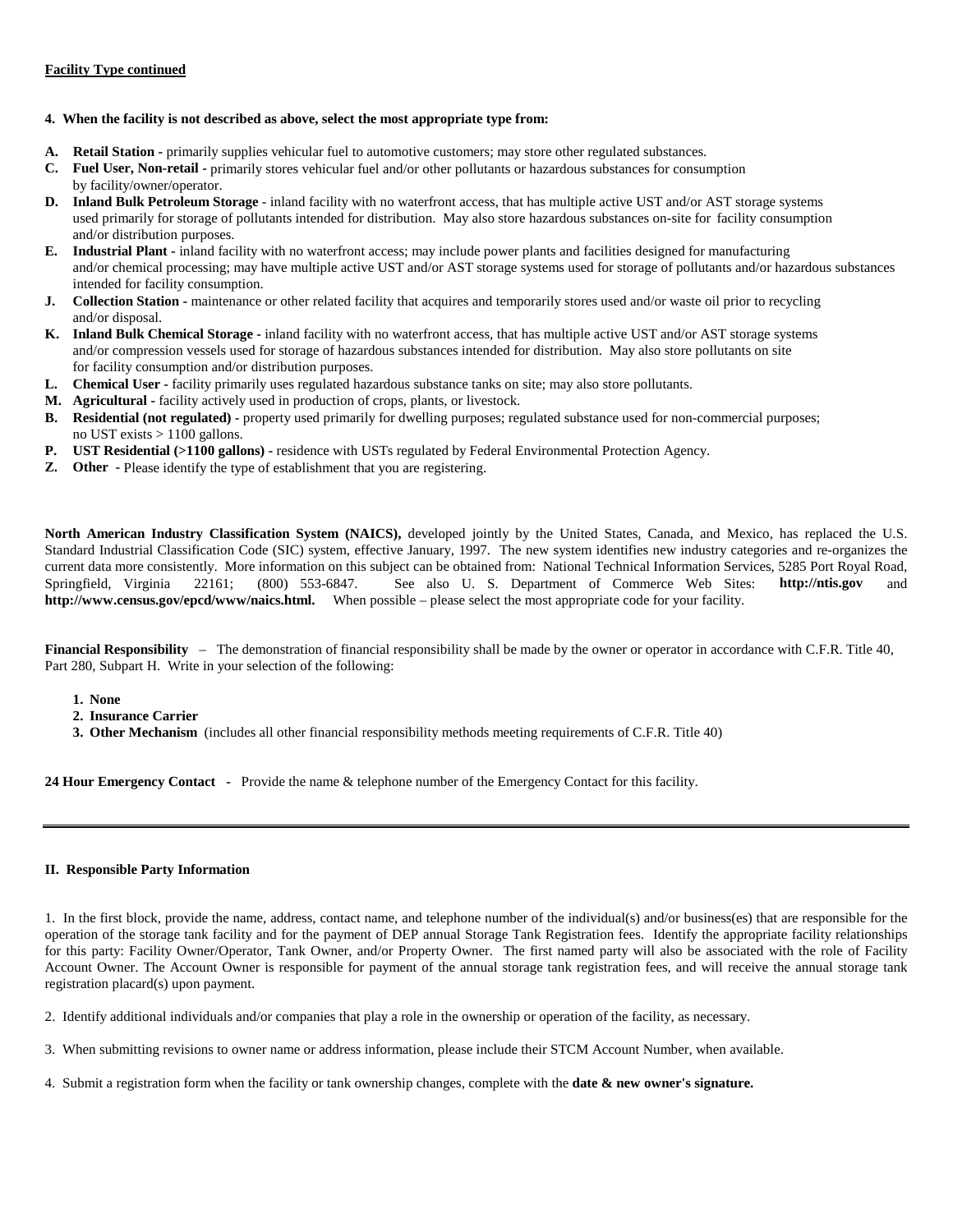**Facility Type continued**

**4. When the facility is not described as above, select the most appropriate type from:**

**A. Retail Station -** primarily supplies vehicular fuel to automotive customers; may store other regulated substances.
**C. Fuel User, Non-retail -** primarily stores vehicular fuel and/or other pollutants or hazardous substances for consumption by facility/owner/operator.
**D. Inland Bulk Petroleum Storage -** inland facility with no waterfront access, that has multiple active UST and/or AST storage systems used primarily for storage of pollutants intended for distribution. May also store hazardous substances on-site for facility consumption and/or distribution purposes.
**E. Industrial Plant -** inland facility with no waterfront access; may include power plants and facilities designed for manufacturing and/or chemical processing; may have multiple active UST and/or AST storage systems used for storage of pollutants and/or hazardous substances intended for facility consumption.
**J. Collection Station -** maintenance or other related facility that acquires and temporarily stores used and/or waste oil prior to recycling and/or disposal.
**K. Inland Bulk Chemical Storage -** inland facility with no waterfront access, that has multiple active UST and/or AST storage systems and/or compression vessels used for storage of hazardous substances intended for distribution. May also store pollutants on site for facility consumption and/or distribution purposes.
**L. Chemical User -** facility primarily uses regulated hazardous substance tanks on site; may also store pollutants.
**M. Agricultural -** facility actively used in production of crops, plants, or livestock.
**B. Residential (not regulated) -** property used primarily for dwelling purposes; regulated substance used for non-commercial purposes; no UST exists > 1100 gallons.
**P. UST Residential (>1100 gallons) -** residence with USTs regulated by Federal Environmental Protection Agency.
**Z. Other -** Please identify the type of establishment that you are registering.

**North American Industry Classification System (NAICS),** developed jointly by the United States, Canada, and Mexico, has replaced the U.S. Standard Industrial Classification Code (SIC) system, effective January, 1997. The new system identifies new industry categories and re-organizes the current data more consistently. More information on this subject can be obtained from: National Technical Information Services, 5285 Port Royal Road, Springfield, Virginia 22161; (800) 553-6847. See also U. S. Department of Commerce Web Sites: **http://ntis.gov** and **http://www.census.gov/epcd/www/naics.html.** When possible – please select the most appropriate code for your facility.

**Financial Responsibility** – The demonstration of financial responsibility shall be made by the owner or operator in accordance with C.F.R. Title 40, Part 280, Subpart H. Write in your selection of the following:

1. **None**
2. **Insurance Carrier**
3. **Other Mechanism** (includes all other financial responsibility methods meeting requirements of C.F.R. Title 40)

**24 Hour Emergency Contact** - Provide the name & telephone number of the Emergency Contact for this facility.

---

**II. Responsible Party Information**

1. In the first block, provide the name, address, contact name, and telephone number of the individual(s) and/or business(es) that are responsible for the operation of the storage tank facility and for the payment of DEP annual Storage Tank Registration fees. Identify the appropriate facility relationships for this party: Facility Owner/Operator, Tank Owner, and/or Property Owner. The first named party will also be associated with the role of Facility Account Owner. The Account Owner is responsible for payment of the annual storage tank registration fees, and will receive the annual storage tank registration placard(s) upon payment.

2. Identify additional individuals and/or companies that play a role in the ownership or operation of the facility, as necessary.

3. When submitting revisions to owner name or address information, please include their STCM Account Number, when available.

4. Submit a registration form when the facility or tank ownership changes, complete with the **date & new owner's signature.**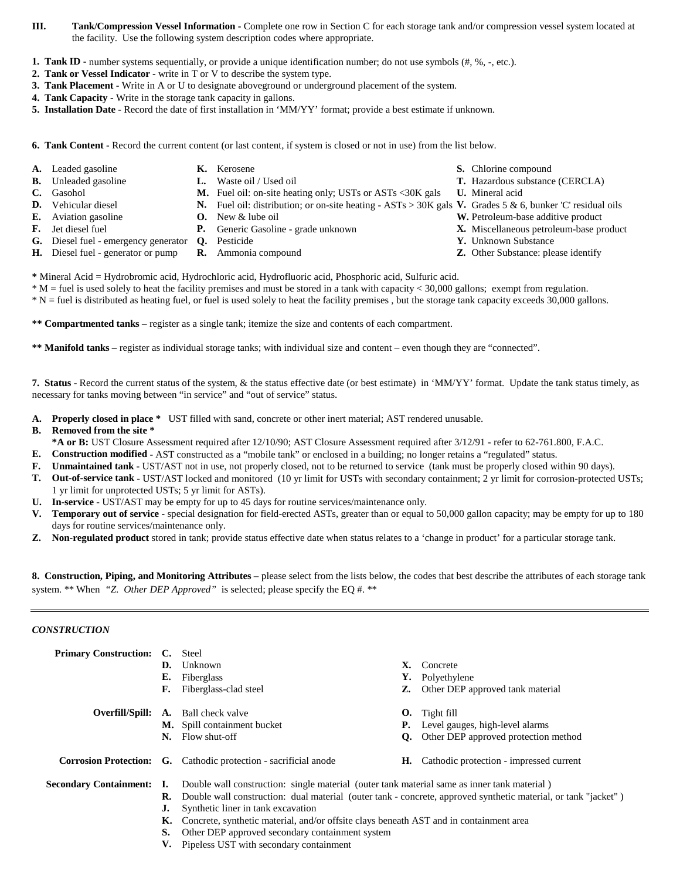**III. Tank/Compression Vessel Information -** Complete one row in Section C for each storage tank and/or compression vessel system located at the facility. Use the following system description codes where appropriate.

1. **Tank ID -** number systems sequentially, or provide a unique identification number; do not use symbols (#, %, -, etc.).
2. **Tank or Vessel Indicator -** write in T or V to describe the system type.
3. **Tank Placement -** Write in A or U to designate aboveground or underground placement of the system.
4. **Tank Capacity -** Write in the storage tank capacity in gallons.
5. **Installation Date** - Record the date of first installation in 'MM/YY' format; provide a best estimate if unknown.

6. **Tank Content** - Record the current content (or last content, if system is closed or not in use) from the list below.

- **A.** Leaded gasoline
- **B.** Unleaded gasoline
- **C.** Gasohol
- **D.** Vehicular diesel
- **E.** Aviation gasoline
- **F.** Jet diesel fuel
- **G.** Diesel fuel - emergency generator
- **H.** Diesel fuel - generator or pump
- **K.** Kerosene
- **L.** Waste oil / Used oil
- **M.** Fuel oil: on-site heating only; USTs or ASTs <30K gals
- **N.** Fuel oil: distribution; or on-site heating - ASTs > 30K gals
- **O.** New & lube oil
- **P.** Generic Gasoline - grade unknown
- **Q.** Pesticide
- **R.** Ammonia compound
- **S.** Chlorine compound
- **T.** Hazardous substance (CERCLA)
- **U.** Mineral acid
- **V.** Grades 5 & 6, bunker 'C' residual oils
- **W.** Petroleum-base additive product
- **X.** Miscellaneous petroleum-base product
- **Y.** Unknown Substance
- **Z.** Other Substance: please identify

**\*** Mineral Acid = Hydrobromic acid, Hydrochloric acid, Hydrofluoric acid, Phosphoric acid, Sulfuric acid.
\* M = fuel is used solely to heat the facility premises and must be stored in a tank with capacity < 30,000 gallons; exempt from regulation.
\* N = fuel is distributed as heating fuel, or fuel is used solely to heat the facility premises , but the storage tank capacity exceeds 30,000 gallons.

**\*\* Compartmented tanks –** register as a single tank; itemize the size and contents of each compartment.

**\*\* Manifold tanks –** register as individual storage tanks; with individual size and content – even though they are "connected".

7. **Status** - Record the current status of the system, & the status effective date (or best estimate) in 'MM/YY' format. Update the tank status timely, as necessary for tanks moving between "in service" and "out of service" status.

- **A. Properly closed in place \*** UST filled with sand, concrete or other inert material; AST rendered unusable.
- **B. Removed from the site \***
  **\*A or B:** UST Closure Assessment required after 12/10/90; AST Closure Assessment required after 3/12/91 - refer to 62-761.800, F.A.C.
- **E. Construction modified** - AST constructed as a "mobile tank" or enclosed in a building; no longer retains a "regulated" status.
- **F. Unmaintained tank** - UST/AST not in use, not properly closed, not to be returned to service (tank must be properly closed within 90 days).
- **T. Out-of-service tank** - UST/AST locked and monitored (10 yr limit for USTs with secondary containment; 2 yr limit for corrosion-protected USTs; 1 yr limit for unprotected USTs; 5 yr limit for ASTs).
- **U. In-service** - UST/AST may be empty for up to 45 days for routine services/maintenance only.
- **V. Temporary out of service** - special designation for field-erected ASTs, greater than or equal to 50,000 gallon capacity; may be empty for up to 180 days for routine services/maintenance only.
- **Z. Non-regulated product** stored in tank; provide status effective date when status relates to a 'change in product' for a particular storage tank.

8. **Construction, Piping, and Monitoring Attributes –** please select from the lists below, the codes that best describe the attributes of each storage tank system. \*\* When *"Z. Other DEP Approved"* is selected; please specify the EQ #. \*\*

---

***CONSTRUCTION***

**Primary Construction:**
- **C.** Steel
- **D.** Unknown
- **E.** Fiberglass
- **F.** Fiberglass-clad steel
- **X.** Concrete
- **Y.** Polyethylene
- **Z.** Other DEP approved tank material

**Overfill/Spill:**
- **A.** Ball check valve
- **M.** Spill containment bucket
- **N.** Flow shut-off
- **O.** Tight fill
- **P.** Level gauges, high-level alarms
- **Q.** Other DEP approved protection method

**Corrosion Protection:**
- **G.** Cathodic protection - sacrificial anode
- **H.** Cathodic protection - impressed current

**Secondary Containment:**
- **I.** Double wall construction: single material (outer tank material same as inner tank material )
- **R.** Double wall construction: dual material (outer tank - concrete, approved synthetic material, or tank "jacket" )
- **J.** Synthetic liner in tank excavation
- **K.** Concrete, synthetic material, and/or offsite clays beneath AST and in containment area
- **S.** Other DEP approved secondary containment system
- **V.** Pipeless UST with secondary containment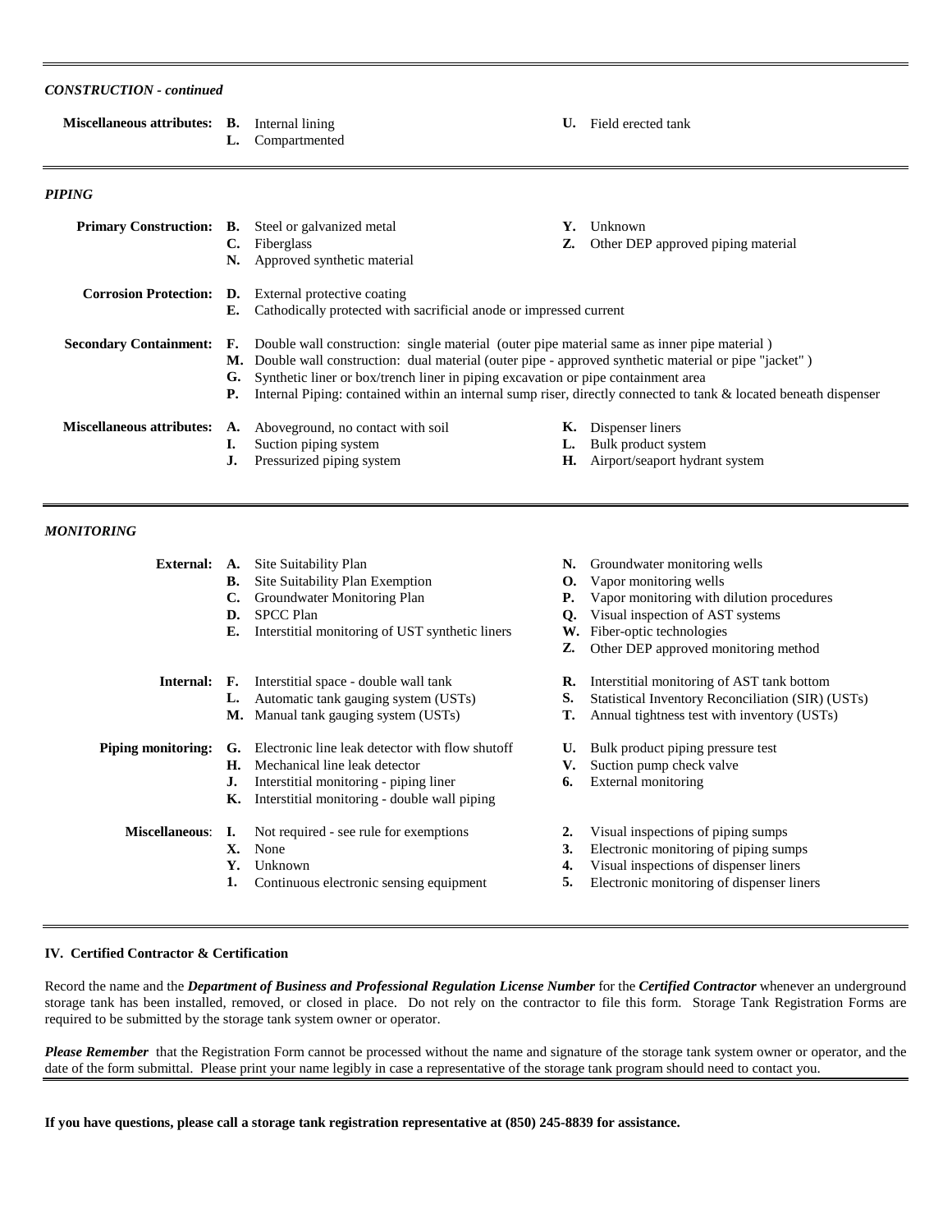***CONSTRUCTION - continued***

**Miscellaneous attributes:**
- **B.** Internal lining
- **L.** Compartmented
- **U.** Field erected tank

---

***PIPING***

**Primary Construction:**
- **B.** Steel or galvanized metal
- **C.** Fiberglass
- **N.** Approved synthetic material
- **Y.** Unknown
- **Z.** Other DEP approved piping material

**Corrosion Protection:**
- **D.** External protective coating
- **E.** Cathodically protected with sacrificial anode or impressed current

**Secondary Containment:**
- **F.** Double wall construction: single material (outer pipe material same as inner pipe material )
- **M.** Double wall construction: dual material (outer pipe - approved synthetic material or pipe "jacket" )
- **G.** Synthetic liner or box/trench liner in piping excavation or pipe containment area
- **P.** Internal Piping: contained within an internal sump riser, directly connected to tank & located beneath dispenser

**Miscellaneous attributes:**
- **A.** Aboveground, no contact with soil
- **I.** Suction piping system
- **J.** Pressurized piping system
- **K.** Dispenser liners
- **L.** Bulk product system
- **H.** Airport/seaport hydrant system

---

***MONITORING***

**External:**
- **A.** Site Suitability Plan
- **B.** Site Suitability Plan Exemption
- **C.** Groundwater Monitoring Plan
- **D.** SPCC Plan
- **E.** Interstitial monitoring of UST synthetic liners
- **N.** Groundwater monitoring wells
- **O.** Vapor monitoring wells
- **P.** Vapor monitoring with dilution procedures
- **Q.** Visual inspection of AST systems
- **W.** Fiber-optic technologies
- **Z.** Other DEP approved monitoring method

**Internal:**
- **F.** Interstitial space - double wall tank
- **L.** Automatic tank gauging system (USTs)
- **M.** Manual tank gauging system (USTs)
- **R.** Interstitial monitoring of AST tank bottom
- **S.** Statistical Inventory Reconciliation (SIR) (USTs)
- **T.** Annual tightness test with inventory (USTs)

**Piping monitoring:**
- **G.** Electronic line leak detector with flow shutoff
- **H.** Mechanical line leak detector
- **J.** Interstitial monitoring - piping liner
- **K.** Interstitial monitoring - double wall piping
- **U.** Bulk product piping pressure test
- **V.** Suction pump check valve
- **6.** External monitoring

**Miscellaneous:**
- **I.** Not required - see rule for exemptions
- **X.** None
- **Y.** Unknown
- **1.** Continuous electronic sensing equipment
- **2.** Visual inspections of piping sumps
- **3.** Electronic monitoring of piping sumps
- **4.** Visual inspections of dispenser liners
- **5.** Electronic monitoring of dispenser liners

---

**IV. Certified Contractor & Certification**

Record the name and the ***Department of Business and Professional Regulation License Number*** for the ***Certified Contractor*** whenever an underground storage tank has been installed, removed, or closed in place. Do not rely on the contractor to file this form. Storage Tank Registration Forms are required to be submitted by the storage tank system owner or operator.

***Please Remember*** that the Registration Form cannot be processed without the name and signature of the storage tank system owner or operator, and the date of the form submittal. Please print your name legibly in case a representative of the storage tank program should need to contact you.

---

**If you have questions, please call a storage tank registration representative at (850) 245-8839 for assistance.**